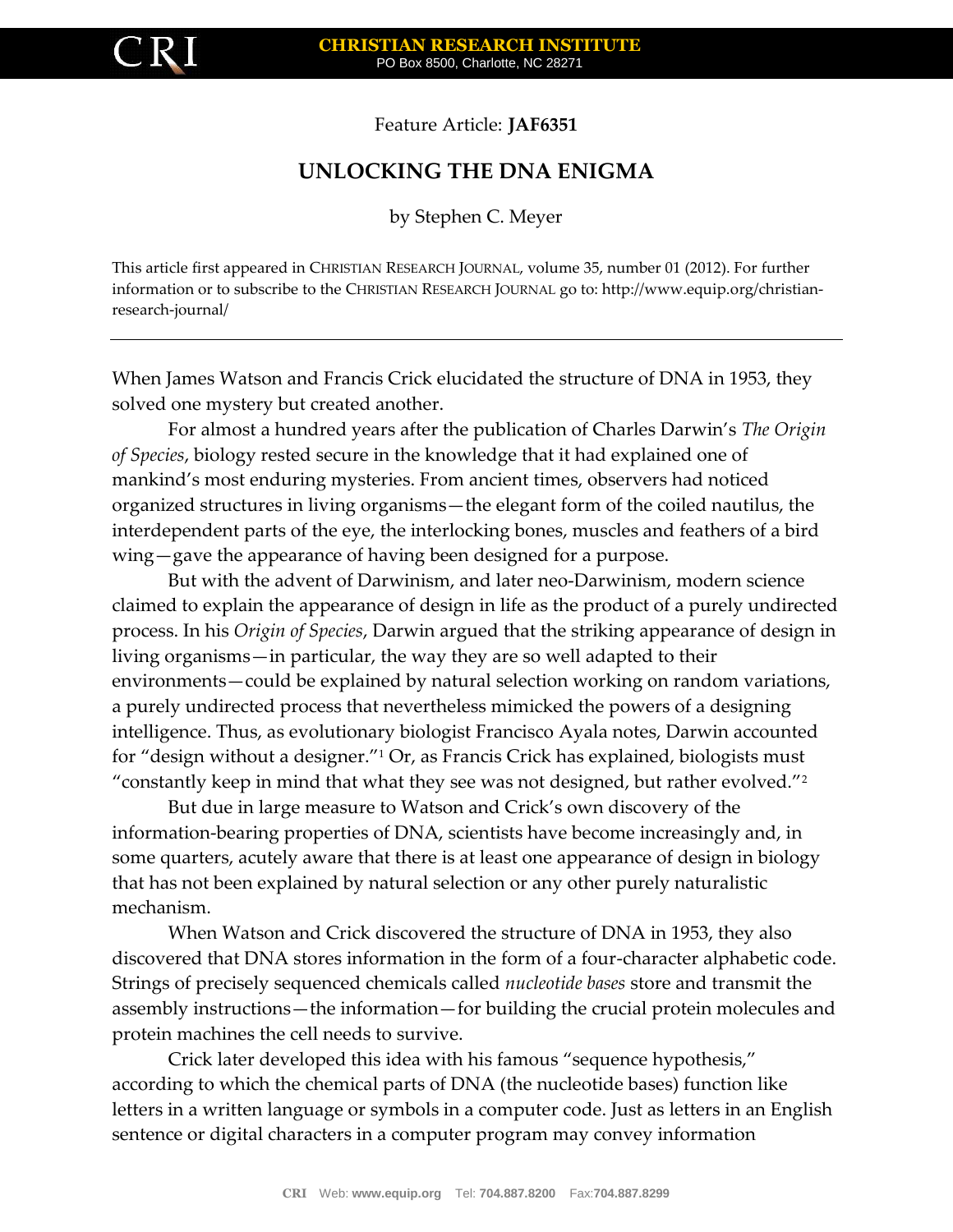Feature Article: **JAF6351**

# UNLOCKING THE DNA ENIGMA

by Stephen C. Meyer

This article first appeared in CHRISTIAN RESEARCH JOURNAL, volume 35, number 01 (2012). For further information or to subscribe to the CHRISTIAN RESEARCH JOURNAL go to: http://www.equip.org/christian-research-journal/

---

When James Watson and Francis Crick elucidated the structure of DNA in 1953, they solved one mystery but created another.

For almost a hundred years after the publication of Charles Darwin's *The Origin of Species*, biology rested secure in the knowledge that it had explained one of mankind's most enduring mysteries. From ancient times, observers had noticed organized structures in living organisms—the elegant form of the coiled nautilus, the interdependent parts of the eye, the interlocking bones, muscles and feathers of a bird wing—gave the appearance of having been designed for a purpose.

But with the advent of Darwinism, and later neo-Darwinism, modern science claimed to explain the appearance of design in life as the product of a purely undirected process. In his *Origin of Species*, Darwin argued that the striking appearance of design in living organisms—in particular, the way they are so well adapted to their environments—could be explained by natural selection working on random variations, a purely undirected process that nevertheless mimicked the powers of a designing intelligence. Thus, as evolutionary biologist Francisco Ayala notes, Darwin accounted for "design without a designer."[1] Or, as Francis Crick has explained, biologists must "constantly keep in mind that what they see was not designed, but rather evolved."[2]

But due in large measure to Watson and Crick's own discovery of the information-bearing properties of DNA, scientists have become increasingly and, in some quarters, acutely aware that there is at least one appearance of design in biology that has not been explained by natural selection or any other purely naturalistic mechanism.

When Watson and Crick discovered the structure of DNA in 1953, they also discovered that DNA stores information in the form of a four-character alphabetic code. Strings of precisely sequenced chemicals called *nucleotide bases* store and transmit the assembly instructions—the information—for building the crucial protein molecules and protein machines the cell needs to survive.

Crick later developed this idea with his famous "sequence hypothesis," according to which the chemical parts of DNA (the nucleotide bases) function like letters in a written language or symbols in a computer code. Just as letters in an English sentence or digital characters in a computer program may convey information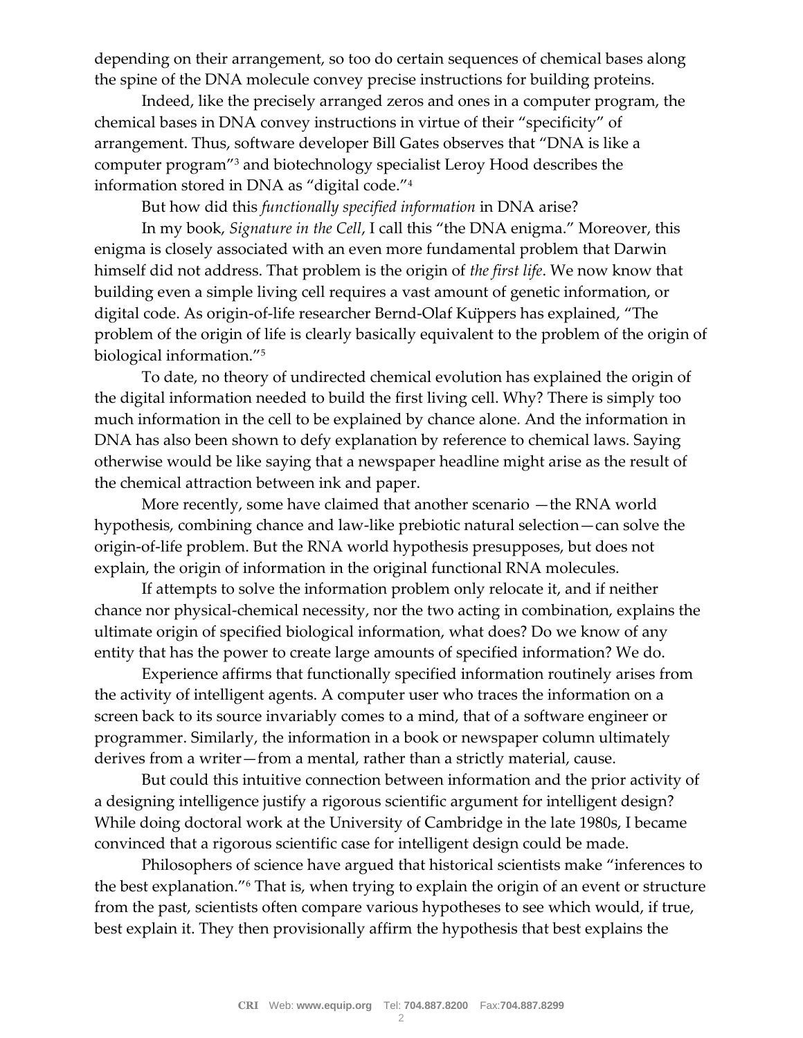depending on their arrangement, so too do certain sequences of chemical bases along the spine of the DNA molecule convey precise instructions for building proteins.

Indeed, like the precisely arranged zeros and ones in a computer program, the chemical bases in DNA convey instructions in virtue of their "specificity" of arrangement. Thus, software developer Bill Gates observes that "DNA is like a computer program"[3] and biotechnology specialist Leroy Hood describes the information stored in DNA as "digital code."[4]

But how did this *functionally specified information* in DNA arise?

In my book, *Signature in the Cell*, I call this "the DNA enigma." Moreover, this enigma is closely associated with an even more fundamental problem that Darwin himself did not address. That problem is the origin of *the first life*. We now know that building even a simple living cell requires a vast amount of genetic information, or digital code. As origin-of-life researcher Bernd-Olaf Küppers has explained, "The problem of the origin of life is clearly basically equivalent to the problem of the origin of biological information."[5]

To date, no theory of undirected chemical evolution has explained the origin of the digital information needed to build the first living cell. Why? There is simply too much information in the cell to be explained by chance alone. And the information in DNA has also been shown to defy explanation by reference to chemical laws. Saying otherwise would be like saying that a newspaper headline might arise as the result of the chemical attraction between ink and paper.

More recently, some have claimed that another scenario —the RNA world hypothesis, combining chance and law-like prebiotic natural selection—can solve the origin-of-life problem. But the RNA world hypothesis presupposes, but does not explain, the origin of information in the original functional RNA molecules.

If attempts to solve the information problem only relocate it, and if neither chance nor physical-chemical necessity, nor the two acting in combination, explains the ultimate origin of specified biological information, what does? Do we know of any entity that has the power to create large amounts of specified information? We do.

Experience affirms that functionally specified information routinely arises from the activity of intelligent agents. A computer user who traces the information on a screen back to its source invariably comes to a mind, that of a software engineer or programmer. Similarly, the information in a book or newspaper column ultimately derives from a writer—from a mental, rather than a strictly material, cause.

But could this intuitive connection between information and the prior activity of a designing intelligence justify a rigorous scientific argument for intelligent design? While doing doctoral work at the University of Cambridge in the late 1980s, I became convinced that a rigorous scientific case for intelligent design could be made.

Philosophers of science have argued that historical scientists make "inferences to the best explanation."[6] That is, when trying to explain the origin of an event or structure from the past, scientists often compare various hypotheses to see which would, if true, best explain it. They then provisionally affirm the hypothesis that best explains the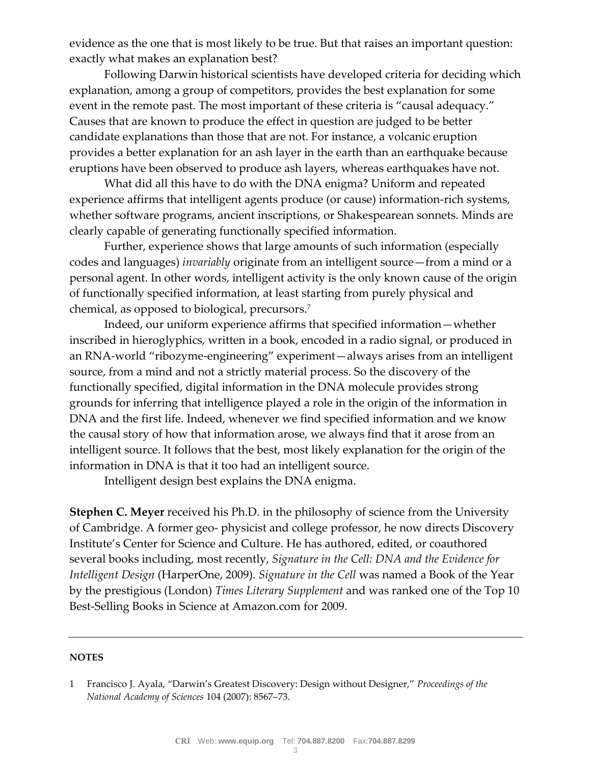evidence as the one that is most likely to be true. But that raises an important question: exactly what makes an explanation best?

Following Darwin historical scientists have developed criteria for deciding which explanation, among a group of competitors, provides the best explanation for some event in the remote past. The most important of these criteria is "causal adequacy." Causes that are known to produce the effect in question are judged to be better candidate explanations than those that are not. For instance, a volcanic eruption provides a better explanation for an ash layer in the earth than an earthquake because eruptions have been observed to produce ash layers, whereas earthquakes have not.

What did all this have to do with the DNA enigma? Uniform and repeated experience affirms that intelligent agents produce (or cause) information-rich systems, whether software programs, ancient inscriptions, or Shakespearean sonnets. Minds are clearly capable of generating functionally specified information.

Further, experience shows that large amounts of such information (especially codes and languages) *invariably* originate from an intelligent source—from a mind or a personal agent. In other words, intelligent activity is the only known cause of the origin of functionally specified information, at least starting from purely physical and chemical, as opposed to biological, precursors.[7]

Indeed, our uniform experience affirms that specified information—whether inscribed in hieroglyphics, written in a book, encoded in a radio signal, or produced in an RNA-world "ribozyme-engineering" experiment—always arises from an intelligent source, from a mind and not a strictly material process. So the discovery of the functionally specified, digital information in the DNA molecule provides strong grounds for inferring that intelligence played a role in the origin of the information in DNA and the first life. Indeed, whenever we find specified information and we know the causal story of how that information arose, we always find that it arose from an intelligent source. It follows that the best, most likely explanation for the origin of the information in DNA is that it too had an intelligent source.

Intelligent design best explains the DNA enigma.

**Stephen C. Meyer** received his Ph.D. in the philosophy of science from the University of Cambridge. A former geo- physicist and college professor, he now directs Discovery Institute's Center for Science and Culture. He has authored, edited, or coauthored several books including, most recently, *Signature in the Cell: DNA and the Evidence for Intelligent Design* (HarperOne, 2009). *Signature in the Cell* was named a Book of the Year by the prestigious (London) *Times Literary Supplement* and was ranked one of the Top 10 Best-Selling Books in Science at Amazon.com for 2009.

---

**NOTES**

1 Francisco J. Ayala, "Darwin's Greatest Discovery: Design without Designer," *Proceedings of the National Academy of Sciences* 104 (2007): 8567–73.

**CRI** Web: **www.equip.org** Tel: **704.887.8200** Fax:**704.887.8299**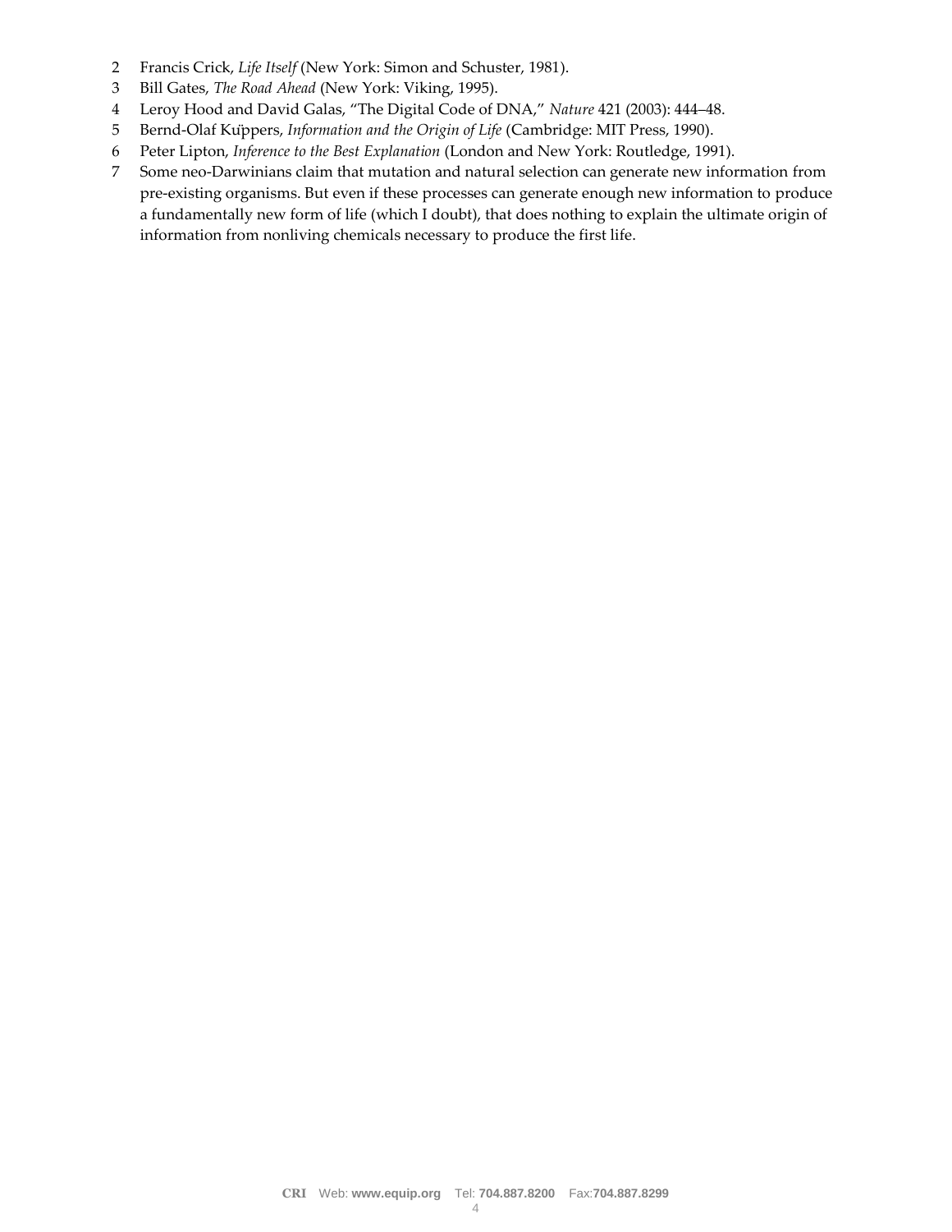2 Francis Crick, *Life Itself* (New York: Simon and Schuster, 1981).
3 Bill Gates, *The Road Ahead* (New York: Viking, 1995).
4 Leroy Hood and David Galas, "The Digital Code of DNA," *Nature* 421 (2003): 444–48.
5 Bernd-Olaf Küppers, *Information and the Origin of Life* (Cambridge: MIT Press, 1990).
6 Peter Lipton, *Inference to the Best Explanation* (London and New York: Routledge, 1991).
7 Some neo-Darwinians claim that mutation and natural selection can generate new information from pre-existing organisms. But even if these processes can generate enough new information to produce a fundamentally new form of life (which I doubt), that does nothing to explain the ultimate origin of information from nonliving chemicals necessary to produce the first life.

**CRI** Web: **www.equip.org** Tel: **704.887.8200** Fax:**704.887.8299**